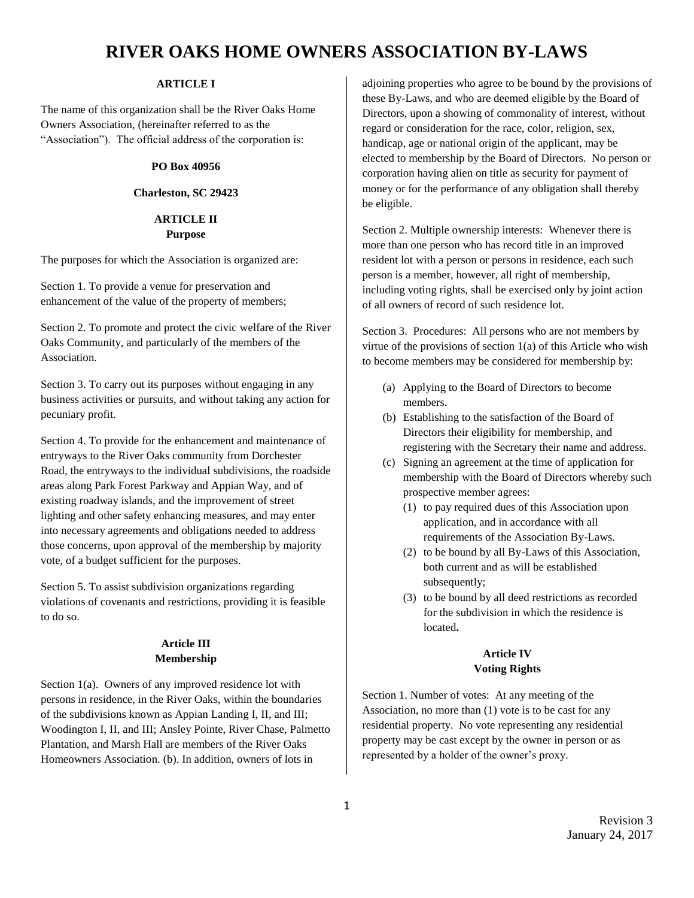# RIVER OAKS HOME OWNERS ASSOCIATION BY-LAWS

## ARTICLE I

The name of this organization shall be the River Oaks Home Owners Association, (hereinafter referred to as the "Association"). The official address of the corporation is:

**PO Box 40956**

**Charleston, SC 29423**

## ARTICLE II
## Purpose

The purposes for which the Association is organized are:

Section 1. To provide a venue for preservation and enhancement of the value of the property of members;

Section 2. To promote and protect the civic welfare of the River Oaks Community, and particularly of the members of the Association.

Section 3. To carry out its purposes without engaging in any business activities or pursuits, and without taking any action for pecuniary profit.

Section 4. To provide for the enhancement and maintenance of entryways to the River Oaks community from Dorchester Road, the entryways to the individual subdivisions, the roadside areas along Park Forest Parkway and Appian Way, and of existing roadway islands, and the improvement of street lighting and other safety enhancing measures, and may enter into necessary agreements and obligations needed to address those concerns, upon approval of the membership by majority vote, of a budget sufficient for the purposes.

Section 5. To assist subdivision organizations regarding violations of covenants and restrictions, providing it is feasible to do so.

## Article III
## Membership

Section 1(a). Owners of any improved residence lot with persons in residence, in the River Oaks, within the boundaries of the subdivisions known as Appian Landing I, II, and III; Woodington I, II, and III; Ansley Pointe, River Chase, Palmetto Plantation, and Marsh Hall are members of the River Oaks Homeowners Association. (b). In addition, owners of lots in adjoining properties who agree to be bound by the provisions of these By-Laws, and who are deemed eligible by the Board of Directors, upon a showing of commonality of interest, without regard or consideration for the race, color, religion, sex, handicap, age or national origin of the applicant, may be elected to membership by the Board of Directors. No person or corporation having alien on title as security for payment of money or for the performance of any obligation shall thereby be eligible.

Section 2. Multiple ownership interests: Whenever there is more than one person who has record title in an improved resident lot with a person or persons in residence, each such person is a member, however, all right of membership, including voting rights, shall be exercised only by joint action of all owners of record of such residence lot.

Section 3. Procedures: All persons who are not members by virtue of the provisions of section 1(a) of this Article who wish to become members may be considered for membership by:

(a) Applying to the Board of Directors to become members.
(b) Establishing to the satisfaction of the Board of Directors their eligibility for membership, and registering with the Secretary their name and address.
(c) Signing an agreement at the time of application for membership with the Board of Directors whereby such prospective member agrees:
    (1) to pay required dues of this Association upon application, and in accordance with all requirements of the Association By-Laws.
    (2) to be bound by all By-Laws of this Association, both current and as will be established subsequently;
    (3) to be bound by all deed restrictions as recorded for the subdivision in which the residence is located**.**

## Article IV
## Voting Rights

Section 1. Number of votes: At any meeting of the Association, no more than (1) vote is to be cast for any residential property. No vote representing any residential property may be cast except by the owner in person or as represented by a holder of the owner's proxy.

Revision 3
January 24, 2017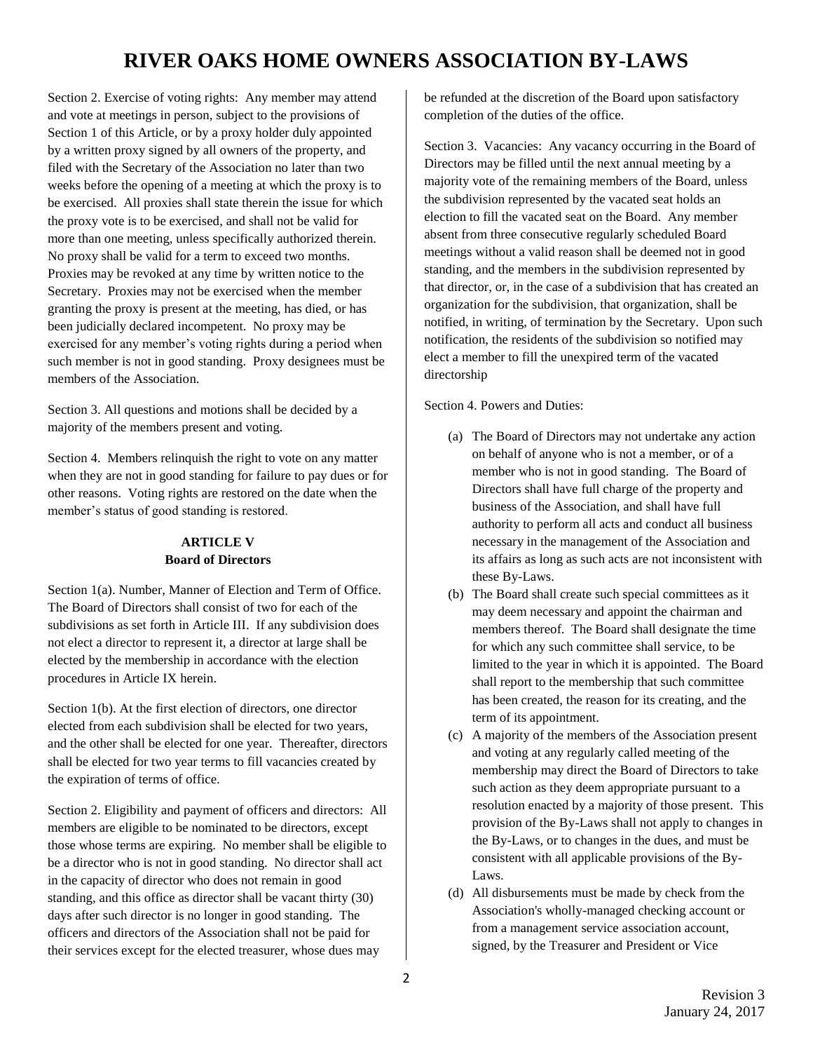Section 2. Exercise of voting rights: Any member may attend and vote at meetings in person, subject to the provisions of Section 1 of this Article, or by a proxy holder duly appointed by a written proxy signed by all owners of the property, and filed with the Secretary of the Association no later than two weeks before the opening of a meeting at which the proxy is to be exercised. All proxies shall state therein the issue for which the proxy vote is to be exercised, and shall not be valid for more than one meeting, unless specifically authorized therein. No proxy shall be valid for a term to exceed two months. Proxies may be revoked at any time by written notice to the Secretary. Proxies may not be exercised when the member granting the proxy is present at the meeting, has died, or has been judicially declared incompetent. No proxy may be exercised for any member's voting rights during a period when such member is not in good standing. Proxy designees must be members of the Association.

Section 3. All questions and motions shall be decided by a majority of the members present and voting.

Section 4. Members relinquish the right to vote on any matter when they are not in good standing for failure to pay dues or for other reasons. Voting rights are restored on the date when the member's status of good standing is restored.

**ARTICLE V**
**Board of Directors**

Section 1(a). Number, Manner of Election and Term of Office. The Board of Directors shall consist of two for each of the subdivisions as set forth in Article III. If any subdivision does not elect a director to represent it, a director at large shall be elected by the membership in accordance with the election procedures in Article IX herein.

Section 1(b). At the first election of directors, one director elected from each subdivision shall be elected for two years, and the other shall be elected for one year. Thereafter, directors shall be elected for two year terms to fill vacancies created by the expiration of terms of office.

Section 2. Eligibility and payment of officers and directors: All members are eligible to be nominated to be directors, except those whose terms are expiring. No member shall be eligible to be a director who is not in good standing. No director shall act in the capacity of director who does not remain in good standing, and this office as director shall be vacant thirty (30) days after such director is no longer in good standing. The officers and directors of the Association shall not be paid for their services except for the elected treasurer, whose dues may be refunded at the discretion of the Board upon satisfactory completion of the duties of the office.

Section 3. Vacancies: Any vacancy occurring in the Board of Directors may be filled until the next annual meeting by a majority vote of the remaining members of the Board, unless the subdivision represented by the vacated seat holds an election to fill the vacated seat on the Board. Any member absent from three consecutive regularly scheduled Board meetings without a valid reason shall be deemed not in good standing, and the members in the subdivision represented by that director, or, in the case of a subdivision that has created an organization for the subdivision, that organization, shall be notified, in writing, of termination by the Secretary. Upon such notification, the residents of the subdivision so notified may elect a member to fill the unexpired term of the vacated directorship

Section 4. Powers and Duties:

(a) The Board of Directors may not undertake any action on behalf of anyone who is not a member, or of a member who is not in good standing. The Board of Directors shall have full charge of the property and business of the Association, and shall have full authority to perform all acts and conduct all business necessary in the management of the Association and its affairs as long as such acts are not inconsistent with these By-Laws.

(b) The Board shall create such special committees as it may deem necessary and appoint the chairman and members thereof. The Board shall designate the time for which any such committee shall service, to be limited to the year in which it is appointed. The Board shall report to the membership that such committee has been created, the reason for its creating, and the term of its appointment.

(c) A majority of the members of the Association present and voting at any regularly called meeting of the membership may direct the Board of Directors to take such action as they deem appropriate pursuant to a resolution enacted by a majority of those present. This provision of the By-Laws shall not apply to changes in the By-Laws, or to changes in the dues, and must be consistent with all applicable provisions of the By-Laws.

(d) All disbursements must be made by check from the Association's wholly-managed checking account or from a management service association account, signed, by the Treasurer and President or Vice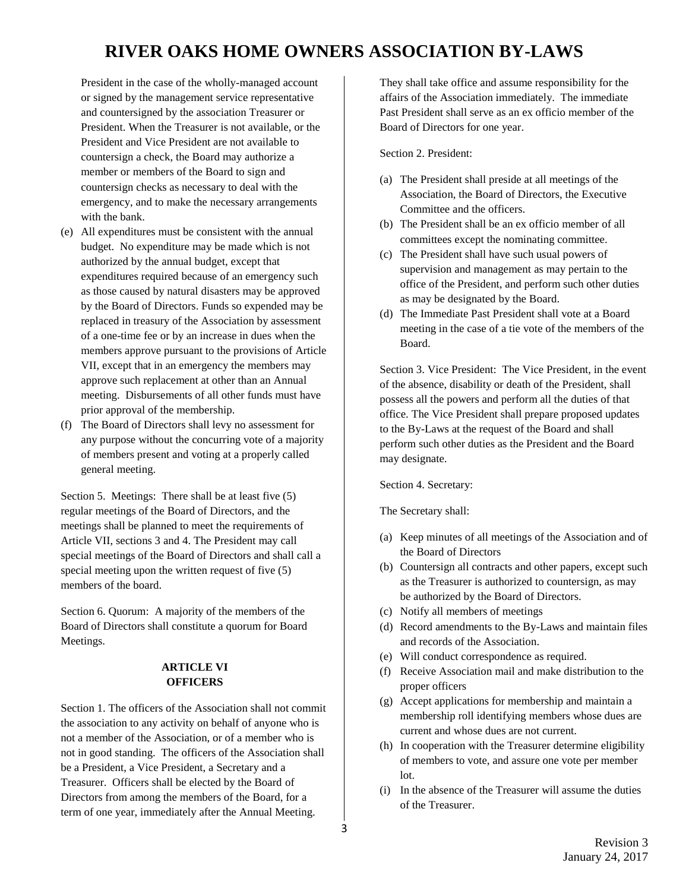President in the case of the wholly-managed account or signed by the management service representative and countersigned by the association Treasurer or President. When the Treasurer is not available, or the President and Vice President are not available to countersign a check, the Board may authorize a member or members of the Board to sign and countersign checks as necessary to deal with the emergency, and to make the necessary arrangements with the bank.

(e) All expenditures must be consistent with the annual budget. No expenditure may be made which is not authorized by the annual budget, except that expenditures required because of an emergency such as those caused by natural disasters may be approved by the Board of Directors. Funds so expended may be replaced in treasury of the Association by assessment of a one-time fee or by an increase in dues when the members approve pursuant to the provisions of Article VII, except that in an emergency the members may approve such replacement at other than an Annual meeting. Disbursements of all other funds must have prior approval of the membership.

(f) The Board of Directors shall levy no assessment for any purpose without the concurring vote of a majority of members present and voting at a properly called general meeting.

Section 5. Meetings: There shall be at least five (5) regular meetings of the Board of Directors, and the meetings shall be planned to meet the requirements of Article VII, sections 3 and 4. The President may call special meetings of the Board of Directors and shall call a special meeting upon the written request of five (5) members of the board.

Section 6. Quorum: A majority of the members of the Board of Directors shall constitute a quorum for Board Meetings.

## ARTICLE VI
## OFFICERS

Section 1. The officers of the Association shall not commit the association to any activity on behalf of anyone who is not a member of the Association, or of a member who is not in good standing. The officers of the Association shall be a President, a Vice President, a Secretary and a Treasurer. Officers shall be elected by the Board of Directors from among the members of the Board, for a term of one year, immediately after the Annual Meeting. They shall take office and assume responsibility for the affairs of the Association immediately. The immediate Past President shall serve as an ex officio member of the Board of Directors for one year.

Section 2. President:

(a) The President shall preside at all meetings of the Association, the Board of Directors, the Executive Committee and the officers.
(b) The President shall be an ex officio member of all committees except the nominating committee.
(c) The President shall have such usual powers of supervision and management as may pertain to the office of the President, and perform such other duties as may be designated by the Board.
(d) The Immediate Past President shall vote at a Board meeting in the case of a tie vote of the members of the Board.

Section 3. Vice President: The Vice President, in the event of the absence, disability or death of the President, shall possess all the powers and perform all the duties of that office. The Vice President shall prepare proposed updates to the By-Laws at the request of the Board and shall perform such other duties as the President and the Board may designate.

Section 4. Secretary:

The Secretary shall:

(a) Keep minutes of all meetings of the Association and of the Board of Directors
(b) Countersign all contracts and other papers, except such as the Treasurer is authorized to countersign, as may be authorized by the Board of Directors.
(c) Notify all members of meetings
(d) Record amendments to the By-Laws and maintain files and records of the Association.
(e) Will conduct correspondence as required.
(f) Receive Association mail and make distribution to the proper officers
(g) Accept applications for membership and maintain a membership roll identifying members whose dues are current and whose dues are not current.
(h) In cooperation with the Treasurer determine eligibility of members to vote, and assure one vote per member lot.
(i) In the absence of the Treasurer will assume the duties of the Treasurer.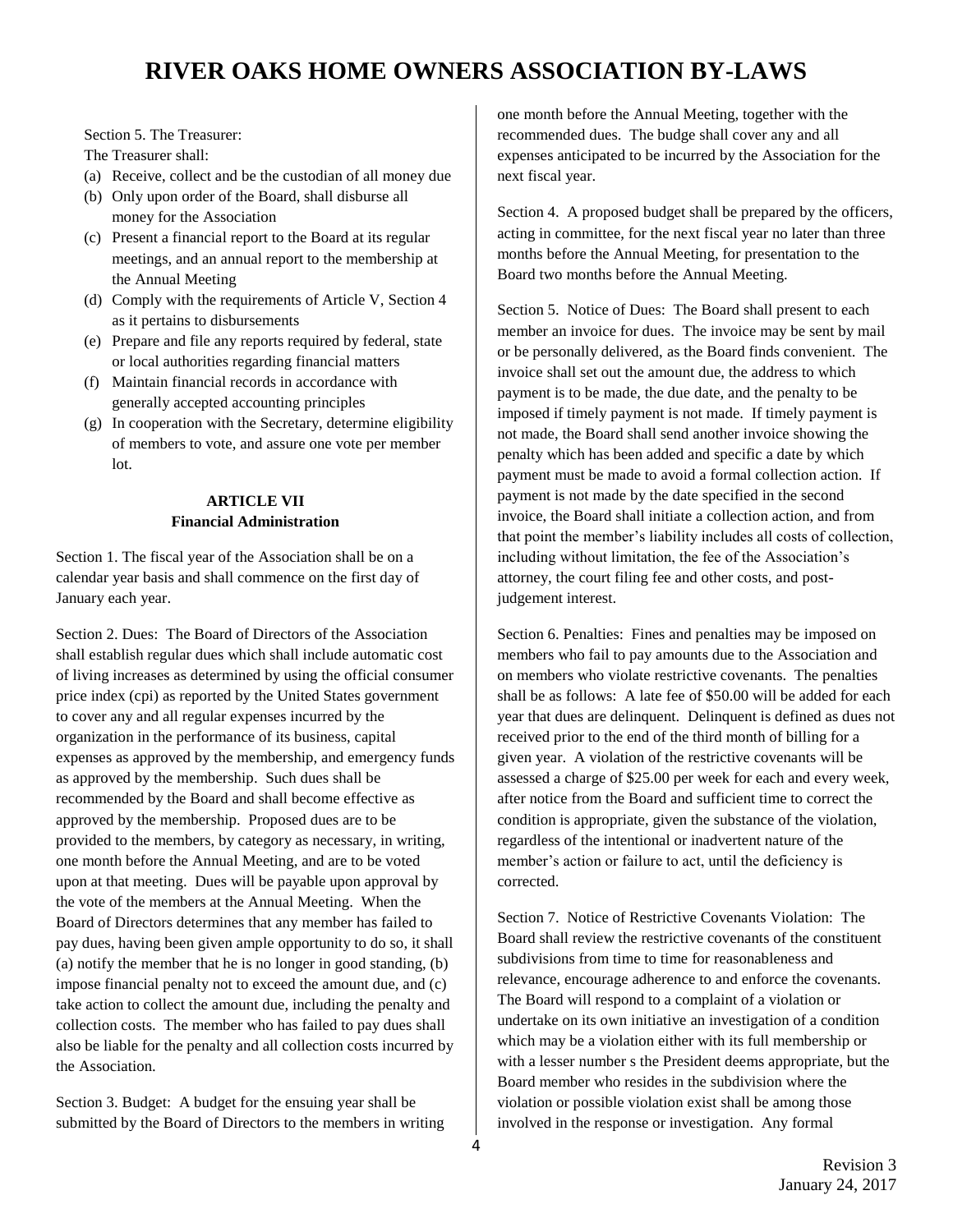Section 5. The Treasurer:

The Treasurer shall:

(a) Receive, collect and be the custodian of all money due
(b) Only upon order of the Board, shall disburse all money for the Association
(c) Present a financial report to the Board at its regular meetings, and an annual report to the membership at the Annual Meeting
(d) Comply with the requirements of Article V, Section 4 as it pertains to disbursements
(e) Prepare and file any reports required by federal, state or local authorities regarding financial matters
(f) Maintain financial records in accordance with generally accepted accounting principles
(g) In cooperation with the Secretary, determine eligibility of members to vote, and assure one vote per member lot.

## ARTICLE VII
## Financial Administration

Section 1. The fiscal year of the Association shall be on a calendar year basis and shall commence on the first day of January each year.

Section 2. Dues: The Board of Directors of the Association shall establish regular dues which shall include automatic cost of living increases as determined by using the official consumer price index (cpi) as reported by the United States government to cover any and all regular expenses incurred by the organization in the performance of its business, capital expenses as approved by the membership, and emergency funds as approved by the membership. Such dues shall be recommended by the Board and shall become effective as approved by the membership. Proposed dues are to be provided to the members, by category as necessary, in writing, one month before the Annual Meeting, and are to be voted upon at that meeting. Dues will be payable upon approval by the vote of the members at the Annual Meeting. When the Board of Directors determines that any member has failed to pay dues, having been given ample opportunity to do so, it shall (a) notify the member that he is no longer in good standing, (b) impose financial penalty not to exceed the amount due, and (c) take action to collect the amount due, including the penalty and collection costs. The member who has failed to pay dues shall also be liable for the penalty and all collection costs incurred by the Association.

Section 3. Budget: A budget for the ensuing year shall be submitted by the Board of Directors to the members in writing one month before the Annual Meeting, together with the recommended dues. The budge shall cover any and all expenses anticipated to be incurred by the Association for the next fiscal year.

Section 4. A proposed budget shall be prepared by the officers, acting in committee, for the next fiscal year no later than three months before the Annual Meeting, for presentation to the Board two months before the Annual Meeting.

Section 5. Notice of Dues: The Board shall present to each member an invoice for dues. The invoice may be sent by mail or be personally delivered, as the Board finds convenient. The invoice shall set out the amount due, the address to which payment is to be made, the due date, and the penalty to be imposed if timely payment is not made. If timely payment is not made, the Board shall send another invoice showing the penalty which has been added and specific a date by which payment must be made to avoid a formal collection action. If payment is not made by the date specified in the second invoice, the Board shall initiate a collection action, and from that point the member's liability includes all costs of collection, including without limitation, the fee of the Association's attorney, the court filing fee and other costs, and post-judgement interest.

Section 6. Penalties: Fines and penalties may be imposed on members who fail to pay amounts due to the Association and on members who violate restrictive covenants. The penalties shall be as follows: A late fee of $50.00 will be added for each year that dues are delinquent. Delinquent is defined as dues not received prior to the end of the third month of billing for a given year. A violation of the restrictive covenants will be assessed a charge of $25.00 per week for each and every week, after notice from the Board and sufficient time to correct the condition is appropriate, given the substance of the violation, regardless of the intentional or inadvertent nature of the member's action or failure to act, until the deficiency is corrected.

Section 7. Notice of Restrictive Covenants Violation: The Board shall review the restrictive covenants of the constituent subdivisions from time to time for reasonableness and relevance, encourage adherence to and enforce the covenants. The Board will respond to a complaint of a violation or undertake on its own initiative an investigation of a condition which may be a violation either with its full membership or with a lesser number s the President deems appropriate, but the Board member who resides in the subdivision where the violation or possible violation exist shall be among those involved in the response or investigation. Any formal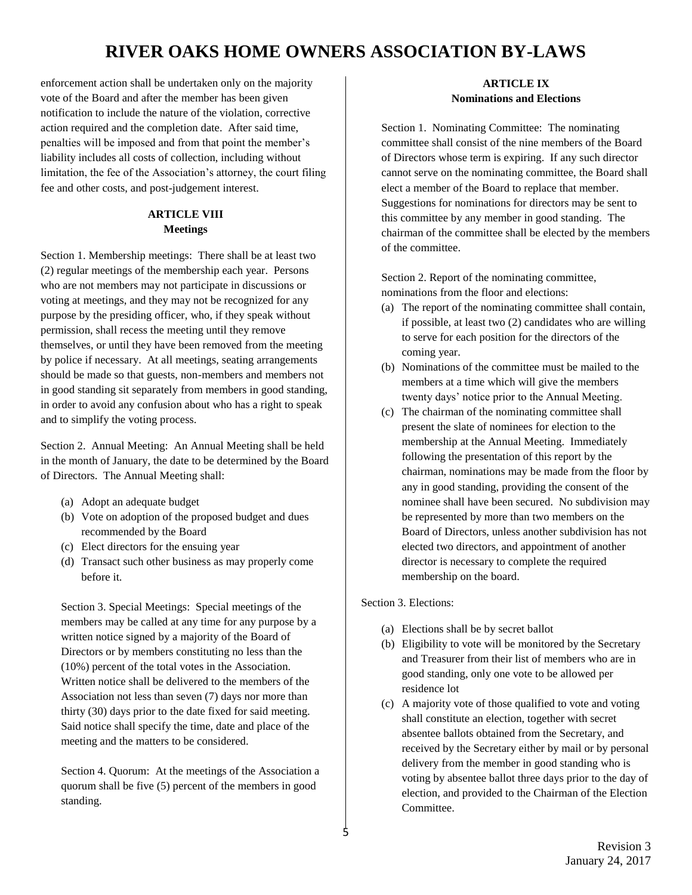enforcement action shall be undertaken only on the majority vote of the Board and after the member has been given notification to include the nature of the violation, corrective action required and the completion date. After said time, penalties will be imposed and from that point the member's liability includes all costs of collection, including without limitation, the fee of the Association's attorney, the court filing fee and other costs, and post-judgement interest.

### ARTICLE VIII
### Meetings

Section 1. Membership meetings: There shall be at least two (2) regular meetings of the membership each year. Persons who are not members may not participate in discussions or voting at meetings, and they may not be recognized for any purpose by the presiding officer, who, if they speak without permission, shall recess the meeting until they remove themselves, or until they have been removed from the meeting by police if necessary. At all meetings, seating arrangements should be made so that guests, non-members and members not in good standing sit separately from members in good standing, in order to avoid any confusion about who has a right to speak and to simplify the voting process.

Section 2. Annual Meeting: An Annual Meeting shall be held in the month of January, the date to be determined by the Board of Directors. The Annual Meeting shall:

(a) Adopt an adequate budget
(b) Vote on adoption of the proposed budget and dues recommended by the Board
(c) Elect directors for the ensuing year
(d) Transact such other business as may properly come before it.

Section 3. Special Meetings: Special meetings of the members may be called at any time for any purpose by a written notice signed by a majority of the Board of Directors or by members constituting no less than the (10%) percent of the total votes in the Association. Written notice shall be delivered to the members of the Association not less than seven (7) days nor more than thirty (30) days prior to the date fixed for said meeting. Said notice shall specify the time, date and place of the meeting and the matters to be considered.

Section 4. Quorum: At the meetings of the Association a quorum shall be five (5) percent of the members in good standing.

### ARTICLE IX
### Nominations and Elections

Section 1. Nominating Committee: The nominating committee shall consist of the nine members of the Board of Directors whose term is expiring. If any such director cannot serve on the nominating committee, the Board shall elect a member of the Board to replace that member. Suggestions for nominations for directors may be sent to this committee by any member in good standing. The chairman of the committee shall be elected by the members of the committee.

Section 2. Report of the nominating committee, nominations from the floor and elections:

(a) The report of the nominating committee shall contain, if possible, at least two (2) candidates who are willing to serve for each position for the directors of the coming year.
(b) Nominations of the committee must be mailed to the members at a time which will give the members twenty days' notice prior to the Annual Meeting.
(c) The chairman of the nominating committee shall present the slate of nominees for election to the membership at the Annual Meeting. Immediately following the presentation of this report by the chairman, nominations may be made from the floor by any in good standing, providing the consent of the nominee shall have been secured. No subdivision may be represented by more than two members on the Board of Directors, unless another subdivision has not elected two directors, and appointment of another director is necessary to complete the required membership on the board.

Section 3. Elections:

(a) Elections shall be by secret ballot
(b) Eligibility to vote will be monitored by the Secretary and Treasurer from their list of members who are in good standing, only one vote to be allowed per residence lot
(c) A majority vote of those qualified to vote and voting shall constitute an election, together with secret absentee ballots obtained from the Secretary, and received by the Secretary either by mail or by personal delivery from the member in good standing who is voting by absentee ballot three days prior to the day of election, and provided to the Chairman of the Election Committee.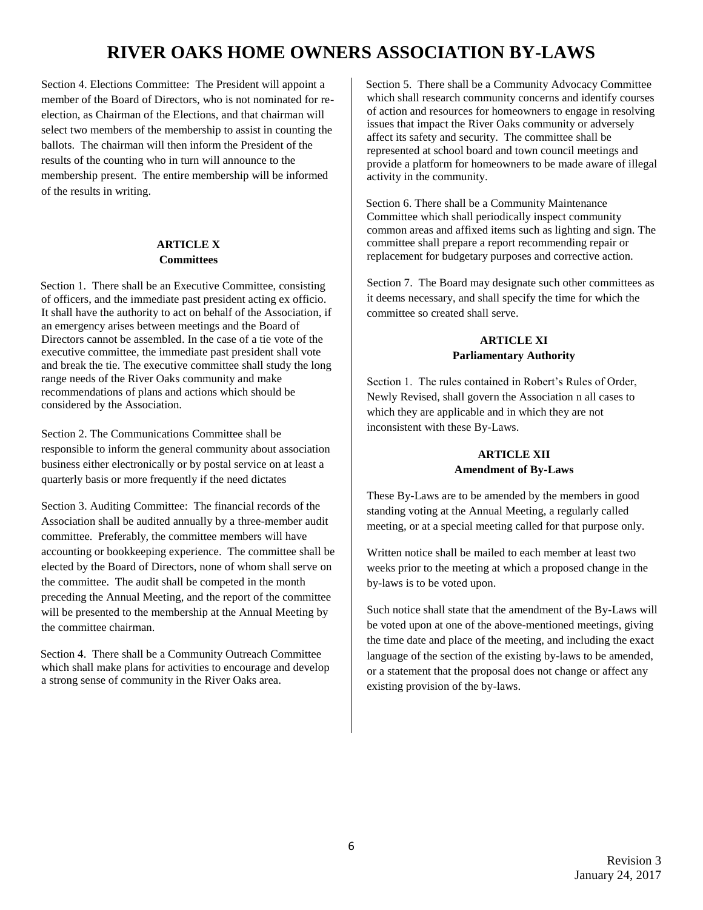# RIVER OAKS HOME OWNERS ASSOCIATION BY-LAWS

Section 4. Elections Committee: The President will appoint a member of the Board of Directors, who is not nominated for re-election, as Chairman of the Elections, and that chairman will select two members of the membership to assist in counting the ballots. The chairman will then inform the President of the results of the counting who in turn will announce to the membership present. The entire membership will be informed of the results in writing.

**ARTICLE X**
**Committees**

Section 1. There shall be an Executive Committee, consisting of officers, and the immediate past president acting ex officio. It shall have the authority to act on behalf of the Association, if an emergency arises between meetings and the Board of Directors cannot be assembled. In the case of a tie vote of the executive committee, the immediate past president shall vote and break the tie. The executive committee shall study the long range needs of the River Oaks community and make recommendations of plans and actions which should be considered by the Association.

Section 2. The Communications Committee shall be responsible to inform the general community about association business either electronically or by postal service on at least a quarterly basis or more frequently if the need dictates

Section 3. Auditing Committee: The financial records of the Association shall be audited annually by a three-member audit committee. Preferably, the committee members will have accounting or bookkeeping experience. The committee shall be elected by the Board of Directors, none of whom shall serve on the committee. The audit shall be competed in the month preceding the Annual Meeting, and the report of the committee will be presented to the membership at the Annual Meeting by the committee chairman.

Section 4. There shall be a Community Outreach Committee which shall make plans for activities to encourage and develop a strong sense of community in the River Oaks area.

Section 5. There shall be a Community Advocacy Committee which shall research community concerns and identify courses of action and resources for homeowners to engage in resolving issues that impact the River Oaks community or adversely affect its safety and security. The committee shall be represented at school board and town council meetings and provide a platform for homeowners to be made aware of illegal activity in the community.

Section 6. There shall be a Community Maintenance Committee which shall periodically inspect community common areas and affixed items such as lighting and sign. The committee shall prepare a report recommending repair or replacement for budgetary purposes and corrective action.

Section 7. The Board may designate such other committees as it deems necessary, and shall specify the time for which the committee so created shall serve.

**ARTICLE XI**
**Parliamentary Authority**

Section 1. The rules contained in Robert's Rules of Order, Newly Revised, shall govern the Association n all cases to which they are applicable and in which they are not inconsistent with these By-Laws.

**ARTICLE XII**
**Amendment of By-Laws**

These By-Laws are to be amended by the members in good standing voting at the Annual Meeting, a regularly called meeting, or at a special meeting called for that purpose only.

Written notice shall be mailed to each member at least two weeks prior to the meeting at which a proposed change in the by-laws is to be voted upon.

Such notice shall state that the amendment of the By-Laws will be voted upon at one of the above-mentioned meetings, giving the time date and place of the meeting, and including the exact language of the section of the existing by-laws to be amended, or a statement that the proposal does not change or affect any existing provision of the by-laws.

Revision 3
January 24, 2017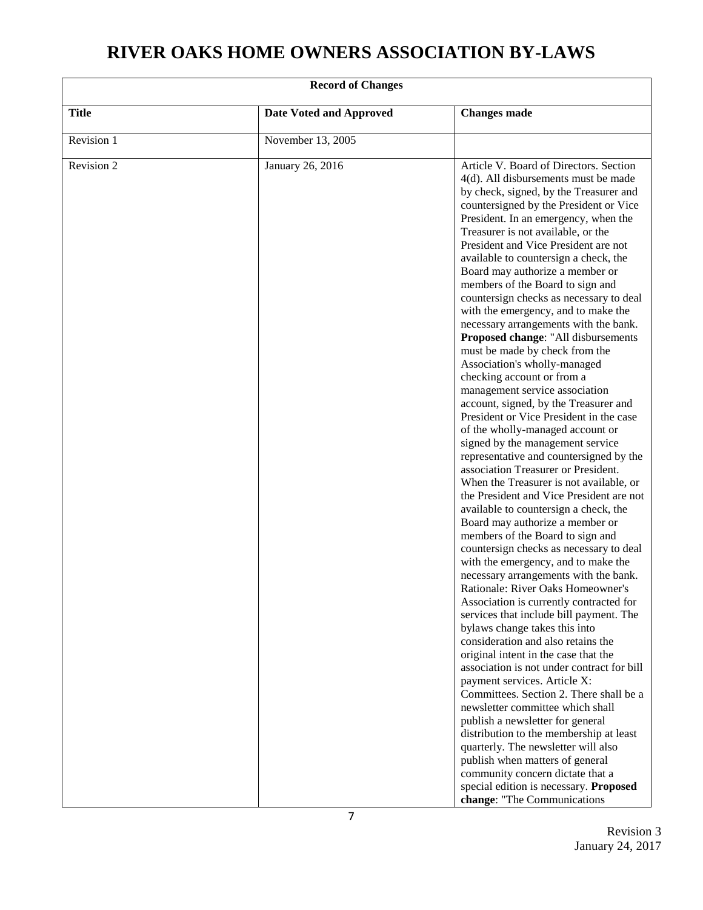# RIVER OAKS HOME OWNERS ASSOCIATION BY-LAWS

| Record of Changes | | |
|---|---|---|
| **Title** | **Date Voted and Approved** | **Changes made** |
| Revision 1 | November 13, 2005 | |
| Revision 2 | January 26, 2016 | Article V. Board of Directors. Section 4(d). All disbursements must be made by check, signed, by the Treasurer and countersigned by the President or Vice President. In an emergency, when the Treasurer is not available, or the President and Vice President are not available to countersign a check, the Board may authorize a member or members of the Board to sign and countersign checks as necessary to deal with the emergency, and to make the necessary arrangements with the bank. **Proposed change**: "All disbursements must be made by check from the Association's wholly-managed checking account or from a management service association account, signed, by the Treasurer and President or Vice President in the case of the wholly-managed account or signed by the management service representative and countersigned by the association Treasurer or President. When the Treasurer is not available, or the President and Vice President are not available to countersign a check, the Board may authorize a member or members of the Board to sign and countersign checks as necessary to deal with the emergency, and to make the necessary arrangements with the bank. Rationale: River Oaks Homeowner's Association is currently contracted for services that include bill payment. The bylaws change takes this into consideration and also retains the original intent in the case that the association is not under contract for bill payment services. Article X: Committees. Section 2. There shall be a newsletter committee which shall publish a newsletter for general distribution to the membership at least quarterly. The newsletter will also publish when matters of general community concern dictate that a special edition is necessary. **Proposed change**: "The Communications |

Revision 3
January 24, 2017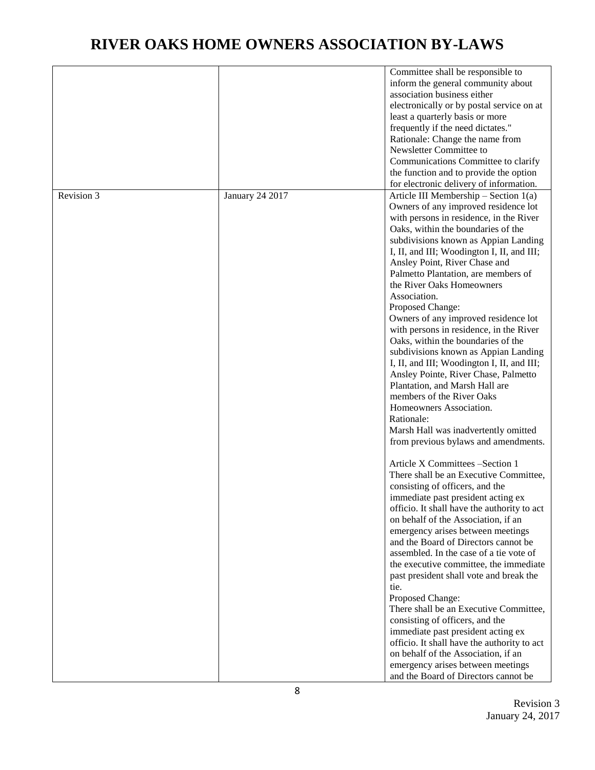| | | |
|---|---|---|
| | | Committee shall be responsible to inform the general community about association business either electronically or by postal service on at least a quarterly basis or more frequently if the need dictates."<br>Rationale: Change the name from Newsletter Committee to Communications Committee to clarify the function and to provide the option for electronic delivery of information. |
| Revision 3 | January 24 2017 | Article III Membership – Section 1(a)<br>Owners of any improved residence lot with persons in residence, in the River Oaks, within the boundaries of the subdivisions known as Appian Landing I, II, and III; Woodington I, II, and III; Ansley Point, River Chase and Palmetto Plantation, are members of the River Oaks Homeowners Association.<br>Proposed Change:<br>Owners of any improved residence lot with persons in residence, in the River Oaks, within the boundaries of the subdivisions known as Appian Landing I, II, and III; Woodington I, II, and III; Ansley Pointe, River Chase, Palmetto Plantation, and Marsh Hall are members of the River Oaks Homeowners Association.<br>Rationale:<br>Marsh Hall was inadvertently omitted from previous bylaws and amendments.<br><br>Article X Committees –Section 1<br>There shall be an Executive Committee, consisting of officers, and the immediate past president acting ex officio. It shall have the authority to act on behalf of the Association, if an emergency arises between meetings and the Board of Directors cannot be assembled. In the case of a tie vote of the executive committee, the immediate past president shall vote and break the tie.<br>Proposed Change:<br>There shall be an Executive Committee, consisting of officers, and the immediate past president acting ex officio. It shall have the authority to act on behalf of the Association, if an emergency arises between meetings and the Board of Directors cannot be |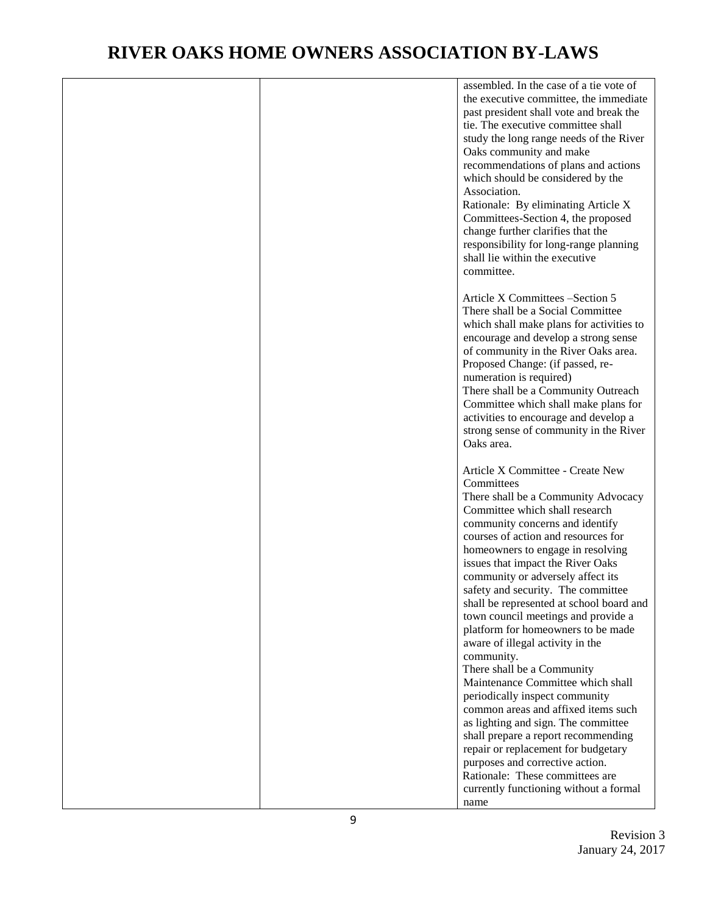| | | |
|---|---|---|
| | | assembled. In the case of a tie vote of the executive committee, the immediate past president shall vote and break the tie. The executive committee shall study the long range needs of the River Oaks community and make recommendations of plans and actions which should be considered by the Association.<br>Rationale: By eliminating Article X Committees-Section 4, the proposed change further clarifies that the responsibility for long-range planning shall lie within the executive committee.<br><br>Article X Committees –Section 5<br>There shall be a Social Committee which shall make plans for activities to encourage and develop a strong sense of community in the River Oaks area.<br>Proposed Change: (if passed, re-numeration is required)<br>There shall be a Community Outreach Committee which shall make plans for activities to encourage and develop a strong sense of community in the River Oaks area.<br><br>Article X Committee - Create New Committees<br>There shall be a Community Advocacy Committee which shall research community concerns and identify courses of action and resources for homeowners to engage in resolving issues that impact the River Oaks community or adversely affect its safety and security. The committee shall be represented at school board and town council meetings and provide a platform for homeowners to be made aware of illegal activity in the community.<br>There shall be a Community Maintenance Committee which shall periodically inspect community common areas and affixed items such as lighting and sign. The committee shall prepare a report recommending repair or replacement for budgetary purposes and corrective action.<br>Rationale: These committees are currently functioning without a formal name |

Revision 3
January 24, 2017